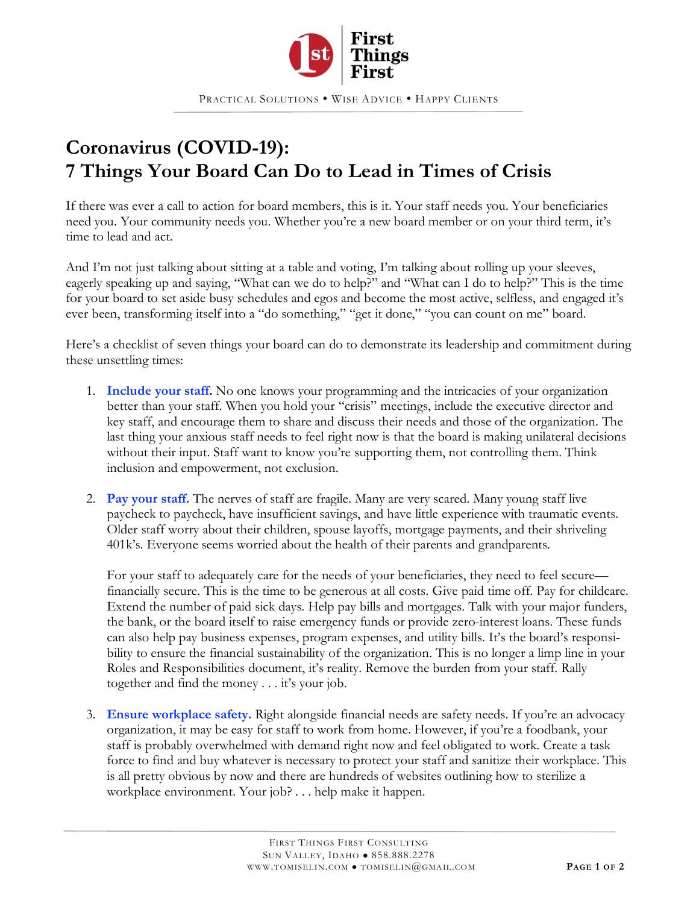First Things First

PRACTICAL SOLUTIONS • WISE ADVICE • HAPPY CLIENTS

# Coronavirus (COVID-19): 7 Things Your Board Can Do to Lead in Times of Crisis

If there was ever a call to action for board members, this is it. Your staff needs you. Your beneficiaries need you. Your community needs you. Whether you're a new board member or on your third term, it's time to lead and act.

And I'm not just talking about sitting at a table and voting, I'm talking about rolling up your sleeves, eagerly speaking up and saying, "What can we do to help?" and "What can I do to help?" This is the time for your board to set aside busy schedules and egos and become the most active, selfless, and engaged it's ever been, transforming itself into a "do something," "get it done," "you can count on me" board.

Here's a checklist of seven things your board can do to demonstrate its leadership and commitment during these unsettling times:

1. **Include your staff.** No one knows your programming and the intricacies of your organization better than your staff. When you hold your "crisis" meetings, include the executive director and key staff, and encourage them to share and discuss their needs and those of the organization. The last thing your anxious staff needs to feel right now is that the board is making unilateral decisions without their input. Staff want to know you're supporting them, not controlling them. Think inclusion and empowerment, not exclusion.

2. **Pay your staff.** The nerves of staff are fragile. Many are very scared. Many young staff live paycheck to paycheck, have insufficient savings, and have little experience with traumatic events. Older staff worry about their children, spouse layoffs, mortgage payments, and their shriveling 401k's. Everyone seems worried about the health of their parents and grandparents.

   For your staff to adequately care for the needs of your beneficiaries, they need to feel secure—financially secure. This is the time to be generous at all costs. Give paid time off. Pay for childcare. Extend the number of paid sick days. Help pay bills and mortgages. Talk with your major funders, the bank, or the board itself to raise emergency funds or provide zero-interest loans. These funds can also help pay business expenses, program expenses, and utility bills. It's the board's responsibility to ensure the financial sustainability of the organization. This is no longer a limp line in your Roles and Responsibilities document, it's reality. Remove the burden from your staff. Rally together and find the money . . . it's your job.

3. **Ensure workplace safety.** Right alongside financial needs are safety needs. If you're an advocacy organization, it may be easy for staff to work from home. However, if you're a foodbank, your staff is probably overwhelmed with demand right now and feel obligated to work. Create a task force to find and buy whatever is necessary to protect your staff and sanitize their workplace. This is all pretty obvious by now and there are hundreds of websites outlining how to sterilize a workplace environment. Your job? . . . help make it happen.

FIRST THINGS FIRST CONSULTING
SUN VALLEY, IDAHO ● 858.888.2278
WWW.TOMISELIN.COM ● TOMISELIN@GMAIL.COM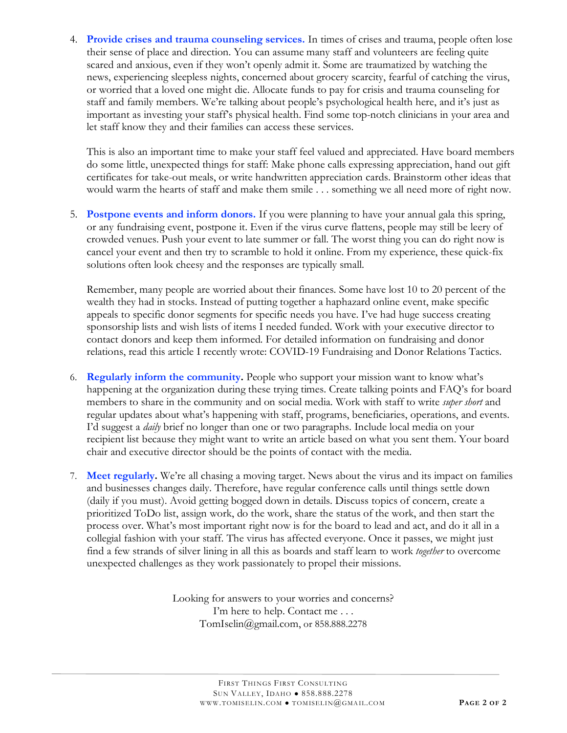4. **Provide crises and trauma counseling services.** In times of crises and trauma, people often lose their sense of place and direction. You can assume many staff and volunteers are feeling quite scared and anxious, even if they won't openly admit it. Some are traumatized by watching the news, experiencing sleepless nights, concerned about grocery scarcity, fearful of catching the virus, or worried that a loved one might die. Allocate funds to pay for crisis and trauma counseling for staff and family members. We're talking about people's psychological health here, and it's just as important as investing your staff's physical health. Find some top-notch clinicians in your area and let staff know they and their families can access these services.

   This is also an important time to make your staff feel valued and appreciated. Have board members do some little, unexpected things for staff: Make phone calls expressing appreciation, hand out gift certificates for take-out meals, or write handwritten appreciation cards. Brainstorm other ideas that would warm the hearts of staff and make them smile . . . something we all need more of right now.

5. **Postpone events and inform donors.** If you were planning to have your annual gala this spring, or any fundraising event, postpone it. Even if the virus curve flattens, people may still be leery of crowded venues. Push your event to late summer or fall. The worst thing you can do right now is cancel your event and then try to scramble to hold it online. From my experience, these quick-fix solutions often look cheesy and the responses are typically small.

   Remember, many people are worried about their finances. Some have lost 10 to 20 percent of the wealth they had in stocks. Instead of putting together a haphazard online event, make specific appeals to specific donor segments for specific needs you have. I've had huge success creating sponsorship lists and wish lists of items I needed funded. Work with your executive director to contact donors and keep them informed. For detailed information on fundraising and donor relations, read this article I recently wrote: COVID-19 Fundraising and Donor Relations Tactics.

6. **Regularly inform the community.** People who support your mission want to know what's happening at the organization during these trying times. Create talking points and FAQ's for board members to share in the community and on social media. Work with staff to write *super short* and regular updates about what's happening with staff, programs, beneficiaries, operations, and events. I'd suggest a *daily* brief no longer than one or two paragraphs. Include local media on your recipient list because they might want to write an article based on what you sent them. Your board chair and executive director should be the points of contact with the media.

7. **Meet regularly.** We're all chasing a moving target. News about the virus and its impact on families and businesses changes daily. Therefore, have regular conference calls until things settle down (daily if you must). Avoid getting bogged down in details. Discuss topics of concern, create a prioritized ToDo list, assign work, do the work, share the status of the work, and then start the process over. What's most important right now is for the board to lead and act, and do it all in a collegial fashion with your staff. The virus has affected everyone. Once it passes, we might just find a few strands of silver lining in all this as boards and staff learn to work *together* to overcome unexpected challenges as they work passionately to propel their missions.

Looking for answers to your worries and concerns?
I'm here to help. Contact me . . .
TomIselin@gmail.com, or 858.888.2278

FIRST THINGS FIRST CONSULTING
SUN VALLEY, IDAHO ● 858.888.2278
WWW.TOMISELIN.COM ● TOMISELIN@GMAIL.COM